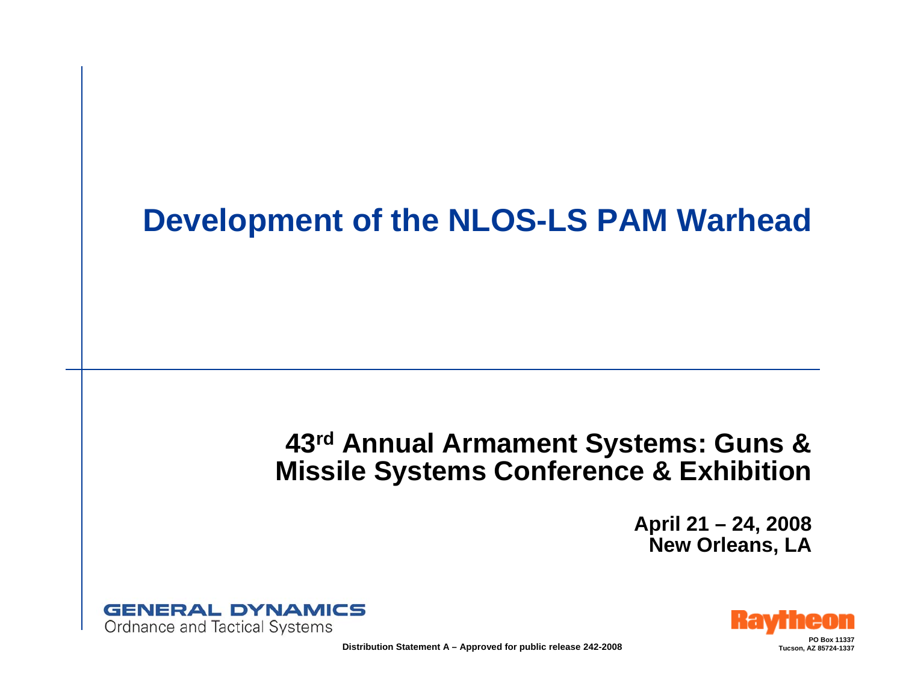# Development of the NLOS-LS PAM Warhead

**43rd Annual Armament Systems: Guns & Missile Systems Conference & Exhibition**

**April 21 – 24, 2008**
**New Orleans, LA**

GENERAL DYNAMICS
Ordnance and Tactical Systems

Raytheon

**PO Box 11337**
**Tucson, AZ 85724-1337**

**Distribution Statement A – Approved for public release 242-2008**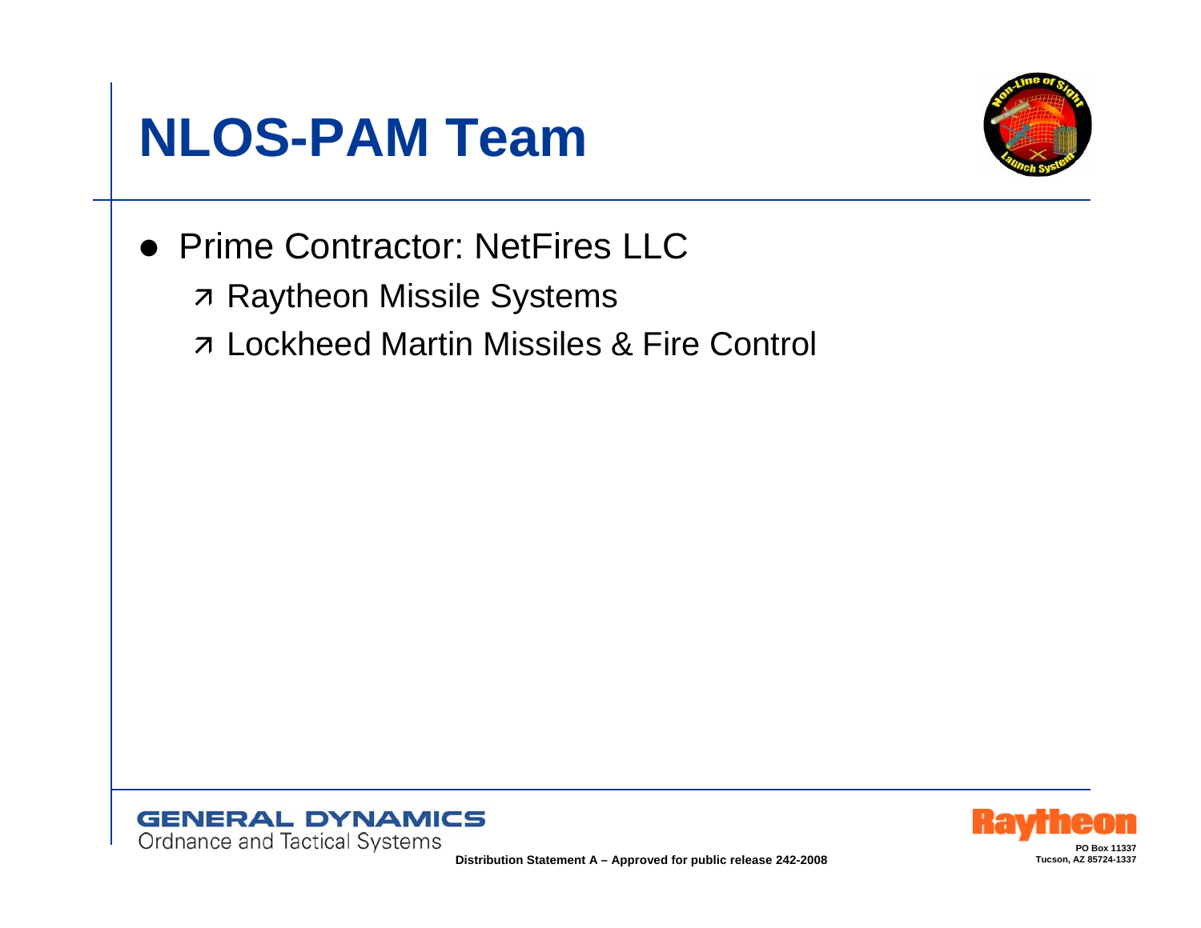# NLOS-PAM Team

- Prime Contractor: NetFires LLC
  - Raytheon Missile Systems
  - Lockheed Martin Missiles & Fire Control

Distribution Statement A – Approved for public release 242-2008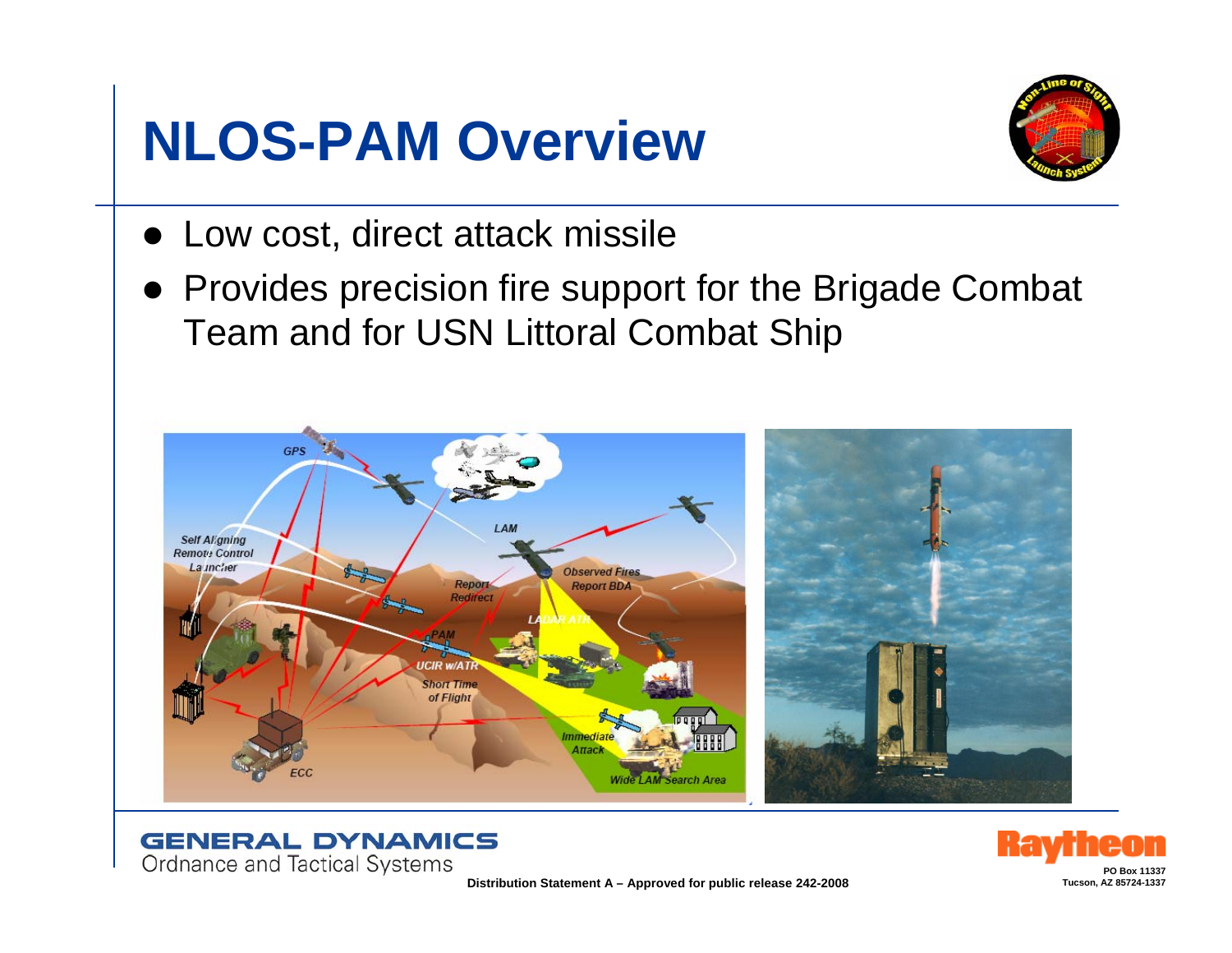# NLOS-PAM Overview

- Low cost, direct attack missile
- Provides precision fire support for the Brigade Combat Team and for USN Littoral Combat Ship

Distribution Statement A – Approved for public release 242-2008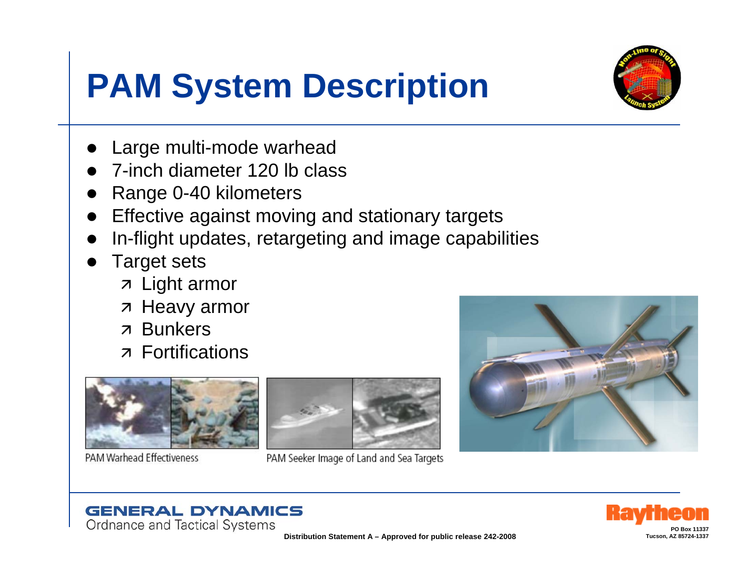# PAM System Description

- Large multi-mode warhead
- 7-inch diameter 120 lb class
- Range 0-40 kilometers
- Effective against moving and stationary targets
- In-flight updates, retargeting and image capabilities
- Target sets
  - Light armor
  - Heavy armor
  - Bunkers
  - Fortifications

PAM Warhead Effectiveness

PAM Seeker Image of Land and Sea Targets

GENERAL DYNAMICS
Ordnance and Tactical Systems

Distribution Statement A – Approved for public release 242-2008

Raytheon
PO Box 11337
Tucson, AZ 85724-1337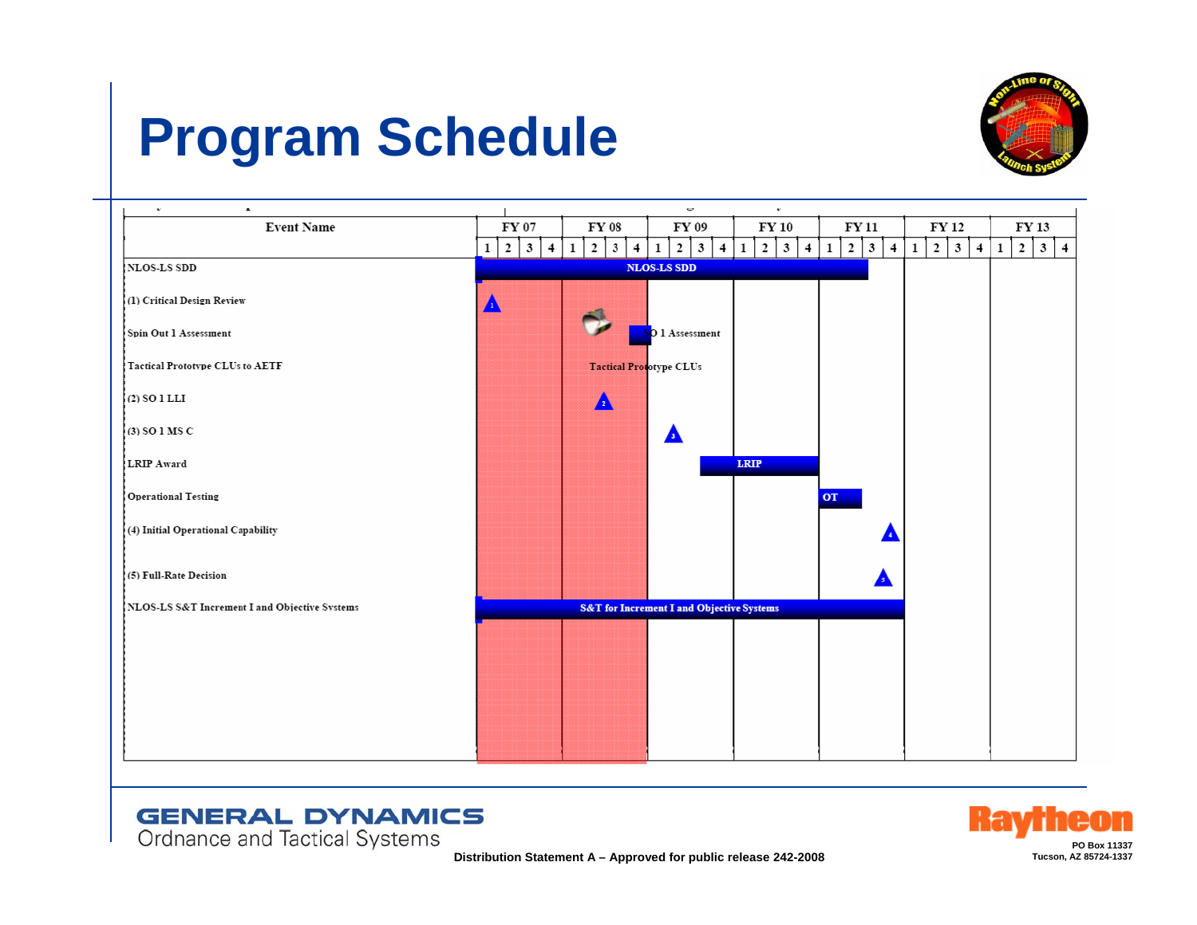# Program Schedule

| Event Name | FY 07 | FY 08 | FY 09 | FY 10 | FY 11 | FY 12 | FY 13 |
|---|---|---|---|---|---|---|---|
| NLOS-LS SDD | NLOS-LS SDD | | | | | | |
| (1) Critical Design Review | 1 | | | | | | |
| Spin Out 1 Assessment | | SO 1 Assessment | | | | | |
| Tactical Prototype CLUs to AETF | | Tactical Prototype CLUs | | | | | |
| (2) SO 1 LLI | | 2 | | | | | |
| (3) SO 1 MS C | | | 3 | | | | |
| LRIP Award | | | LRIP | | | | |
| Operational Testing | | | | | OT | | |
| (4) Initial Operational Capability | | | | | 4 | | |
| (5) Full-Rate Decision | | | | | 5 | | |
| NLOS-LS S&T Increment I and Objective Systems | S&T for Increment I and Objective Systems | | | | | | |

GENERAL DYNAMICS
Ordnance and Tactical Systems

Distribution Statement A – Approved for public release 242-2008

Raytheon
PO Box 11337
Tucson, AZ 85724-1337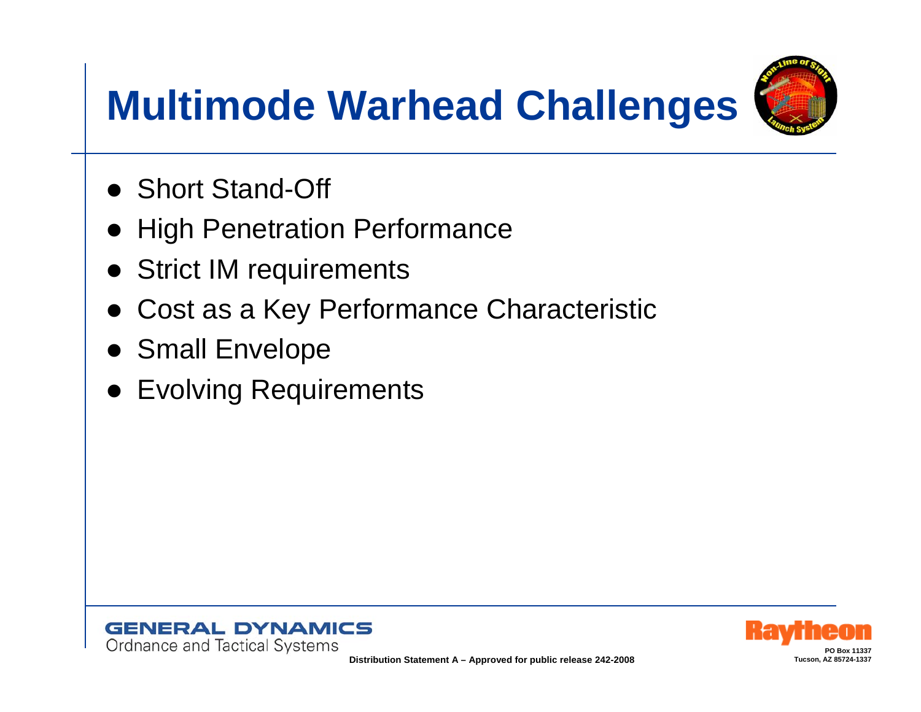# Multimode Warhead Challenges

- Short Stand-Off
- High Penetration Performance
- Strict IM requirements
- Cost as a Key Performance Characteristic
- Small Envelope
- Evolving Requirements

Distribution Statement A – Approved for public release 242-2008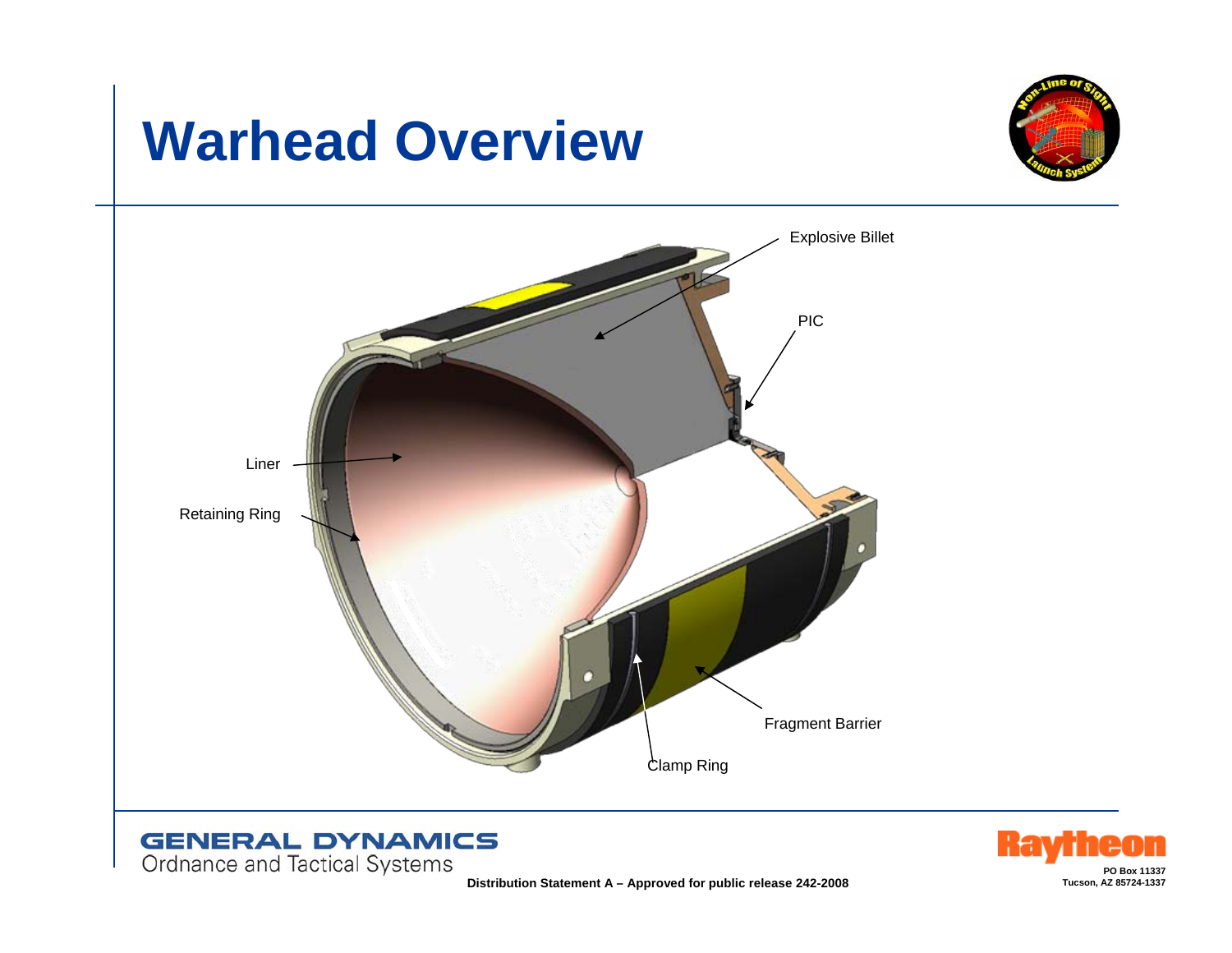# Warhead Overview

Explosive Billet

PIC

Liner

Retaining Ring

Fragment Barrier

Clamp Ring

GENERAL DYNAMICS
Ordnance and Tactical Systems

Distribution Statement A – Approved for public release 242-2008

Raytheon
PO Box 11337
Tucson, AZ 85724-1337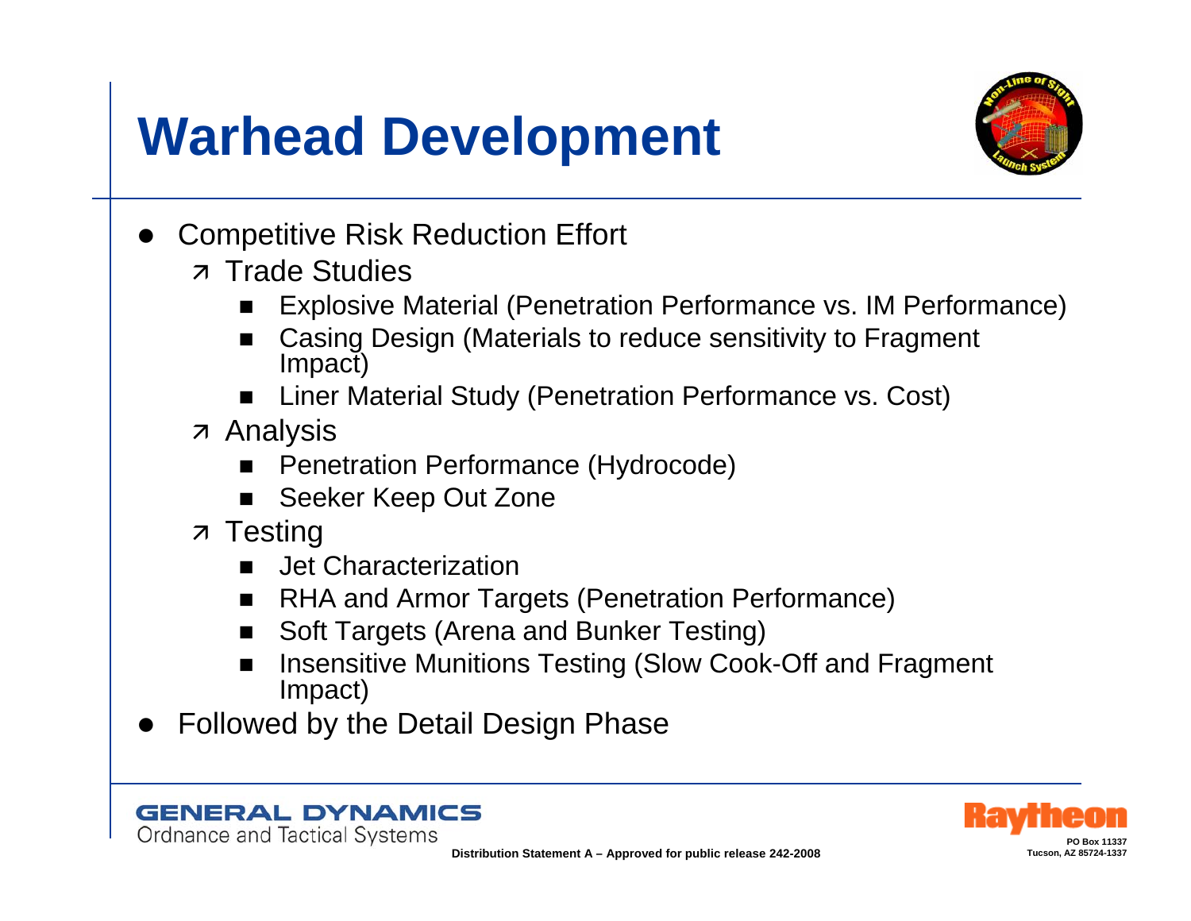# Warhead Development

- Competitive Risk Reduction Effort
  - Trade Studies
    - Explosive Material (Penetration Performance vs. IM Performance)
    - Casing Design (Materials to reduce sensitivity to Fragment Impact)
    - Liner Material Study (Penetration Performance vs. Cost)
  - Analysis
    - Penetration Performance (Hydrocode)
    - Seeker Keep Out Zone
  - Testing
    - Jet Characterization
    - RHA and Armor Targets (Penetration Performance)
    - Soft Targets (Arena and Bunker Testing)
    - Insensitive Munitions Testing (Slow Cook-Off and Fragment Impact)
- Followed by the Detail Design Phase

GENERAL DYNAMICS
Ordnance and Tactical Systems

Distribution Statement A – Approved for public release 242-2008

Raytheon
PO Box 11337
Tucson, AZ 85724-1337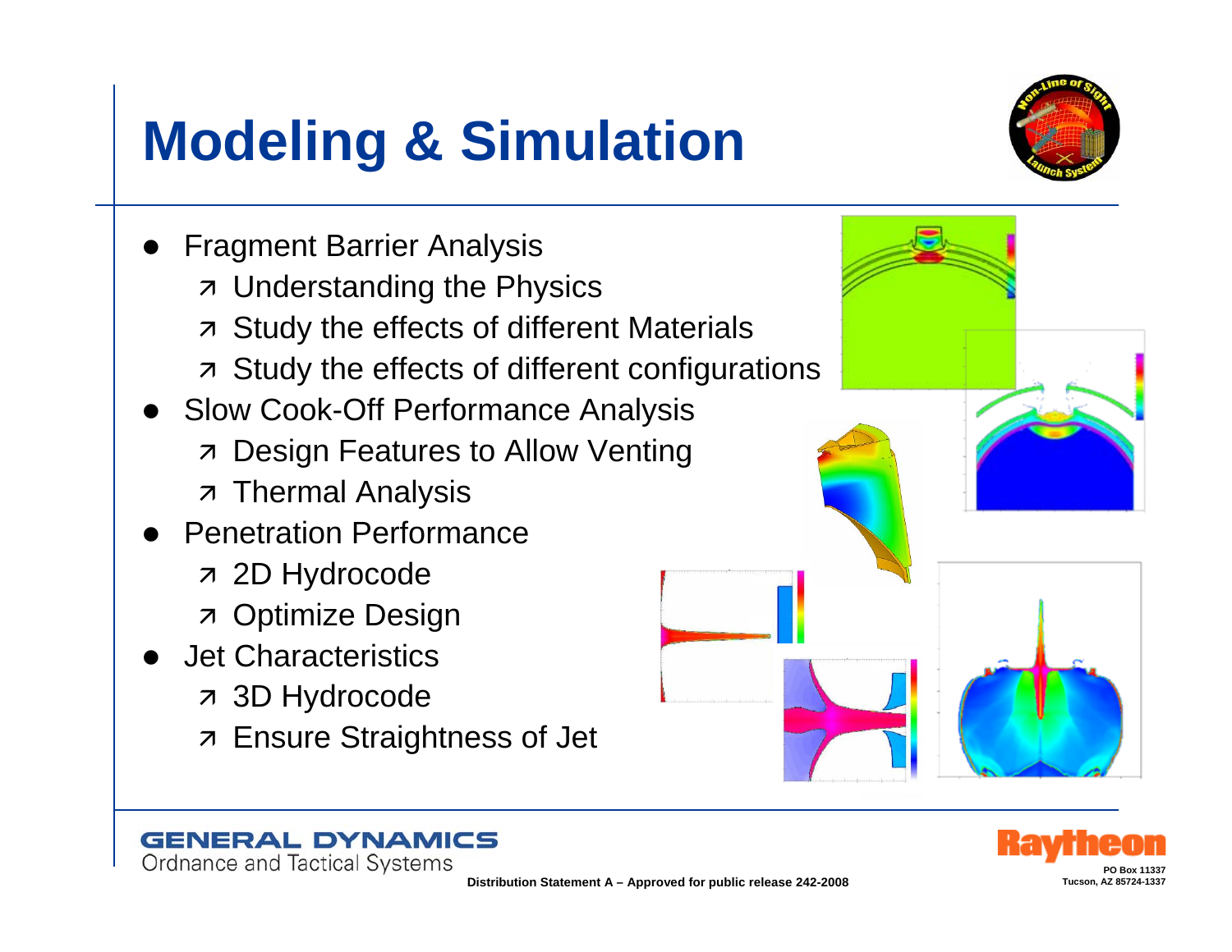# Modeling & Simulation

- Fragment Barrier Analysis
  - Understanding the Physics
  - Study the effects of different Materials
  - Study the effects of different configurations
- Slow Cook-Off Performance Analysis
  - Design Features to Allow Venting
  - Thermal Analysis
- Penetration Performance
  - 2D Hydrocode
  - Optimize Design
- Jet Characteristics
  - 3D Hydrocode
  - Ensure Straightness of Jet

GENERAL DYNAMICS
Ordnance and Tactical Systems

Distribution Statement A – Approved for public release 242-2008

Raytheon
PO Box 11337
Tucson, AZ 85724-1337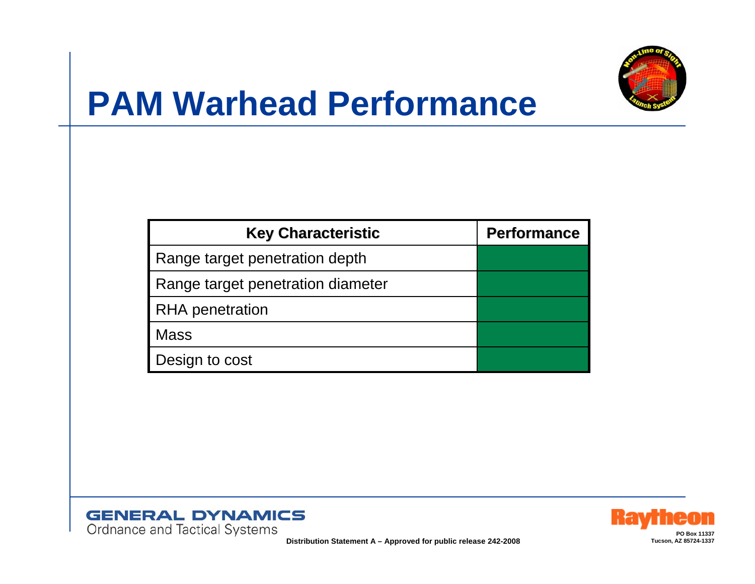# PAM Warhead Performance

| Key Characteristic | Performance |
| --- | --- |
| Range target penetration depth | |
| Range target penetration diameter | |
| RHA penetration | |
| Mass | |
| Design to cost | |

GENERAL DYNAMICS
Ordnance and Tactical Systems

Distribution Statement A – Approved for public release 242-2008

Raytheon
PO Box 11337
Tucson, AZ 85724-1337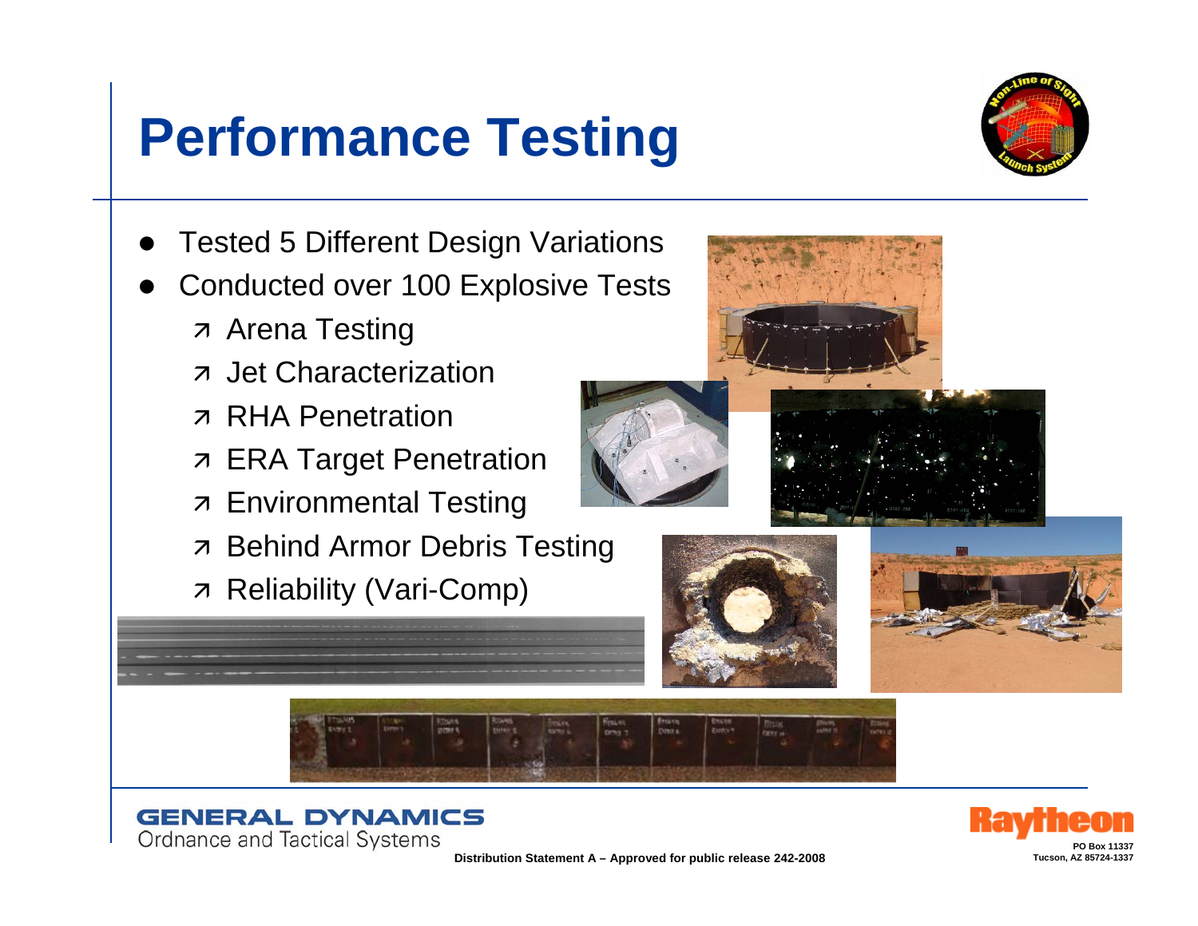# Performance Testing

- Tested 5 Different Design Variations
- Conducted over 100 Explosive Tests
  - Arena Testing
  - Jet Characterization
  - RHA Penetration
  - ERA Target Penetration
  - Environmental Testing
  - Behind Armor Debris Testing
  - Reliability (Vari-Comp)

GENERAL DYNAMICS
Ordnance and Tactical Systems

Distribution Statement A – Approved for public release 242-2008

Raytheon
PO Box 11337
Tucson, AZ 85724-1337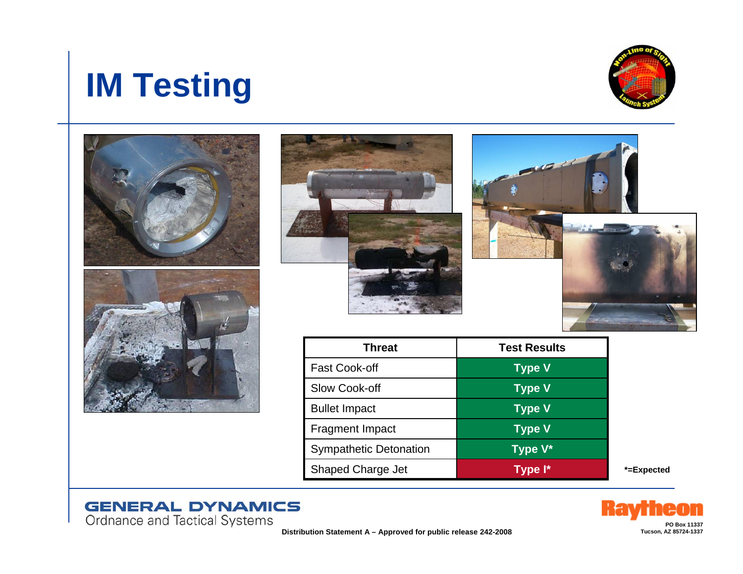# IM Testing

| Threat | Test Results |
|---|---|
| Fast Cook-off | Type V |
| Slow Cook-off | Type V |
| Bullet Impact | Type V |
| Fragment Impact | Type V |
| Sympathetic Detonation | Type V* |
| Shaped Charge Jet | Type I* |

*=Expected

GENERAL DYNAMICS
Ordnance and Tactical Systems

Distribution Statement A – Approved for public release 242-2008

Raytheon
PO Box 11337
Tucson, AZ 85724-1337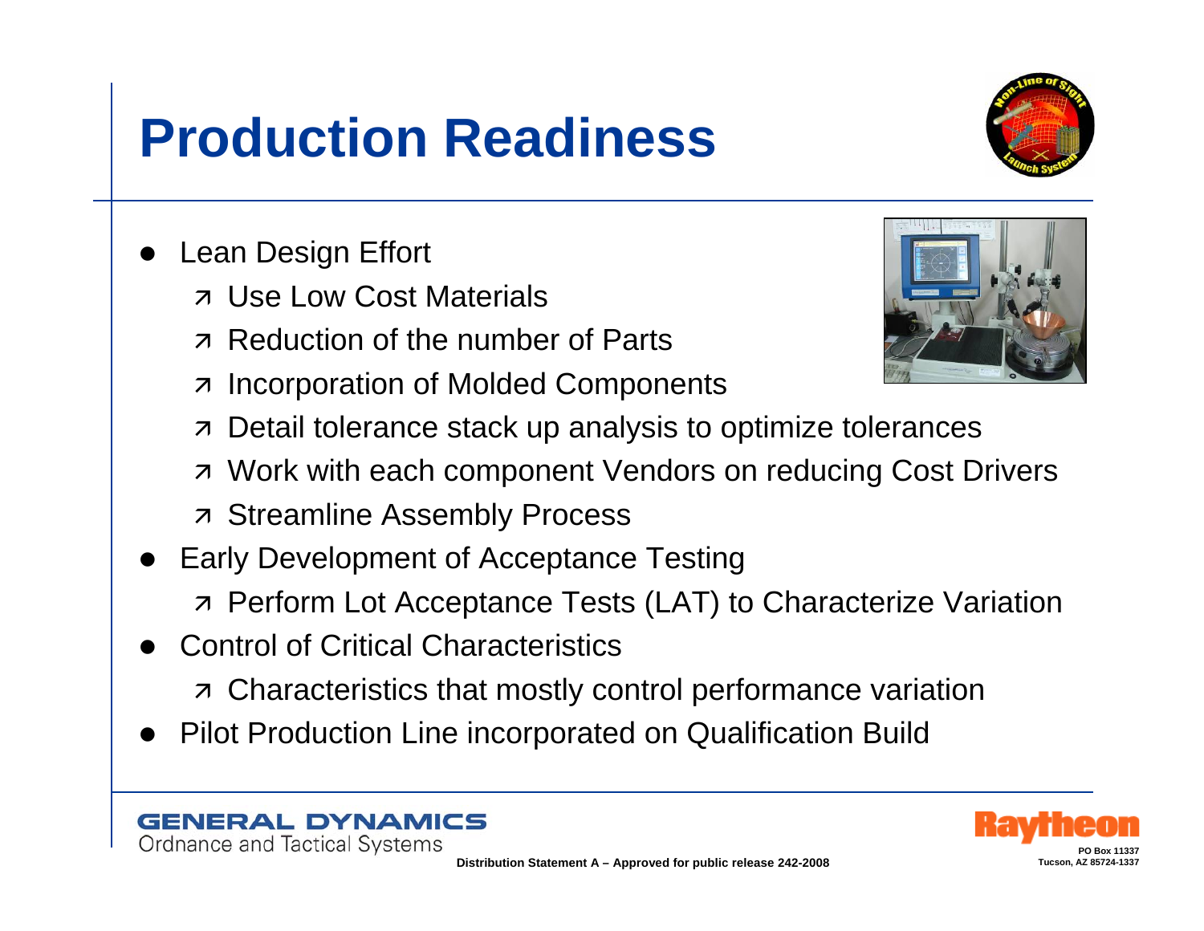# Production Readiness

- Lean Design Effort
  - Use Low Cost Materials
  - Reduction of the number of Parts
  - Incorporation of Molded Components
  - Detail tolerance stack up analysis to optimize tolerances
  - Work with each component Vendors on reducing Cost Drivers
  - Streamline Assembly Process
- Early Development of Acceptance Testing
  - Perform Lot Acceptance Tests (LAT) to Characterize Variation
- Control of Critical Characteristics
  - Characteristics that mostly control performance variation
- Pilot Production Line incorporated on Qualification Build

Distribution Statement A – Approved for public release 242-2008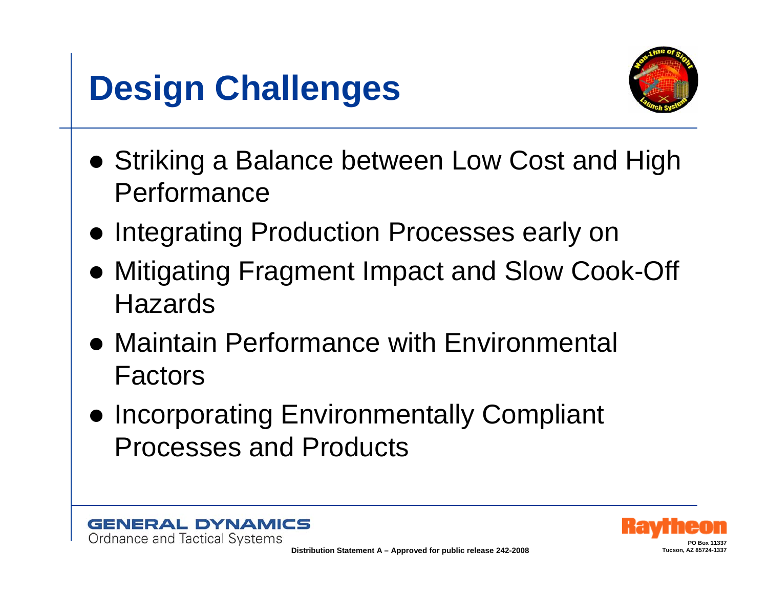# Design Challenges

- Striking a Balance between Low Cost and High Performance
- Integrating Production Processes early on
- Mitigating Fragment Impact and Slow Cook-Off Hazards
- Maintain Performance with Environmental Factors
- Incorporating Environmentally Compliant Processes and Products

Distribution Statement A – Approved for public release 242-2008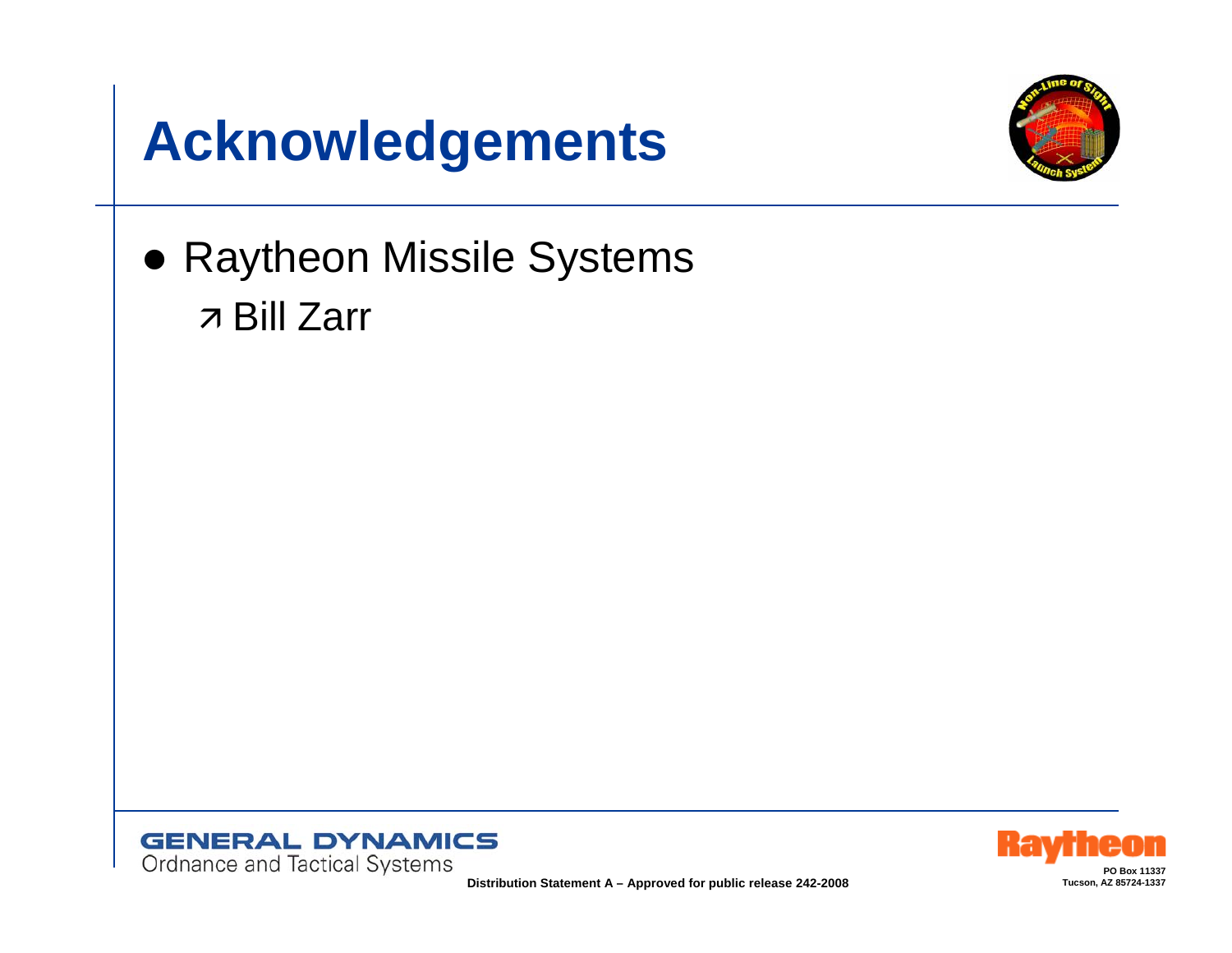# Acknowledgements

- Raytheon Missile Systems
  - Bill Zarr

Distribution Statement A – Approved for public release 242-2008

PO Box 11337
Tucson, AZ 85724-1337